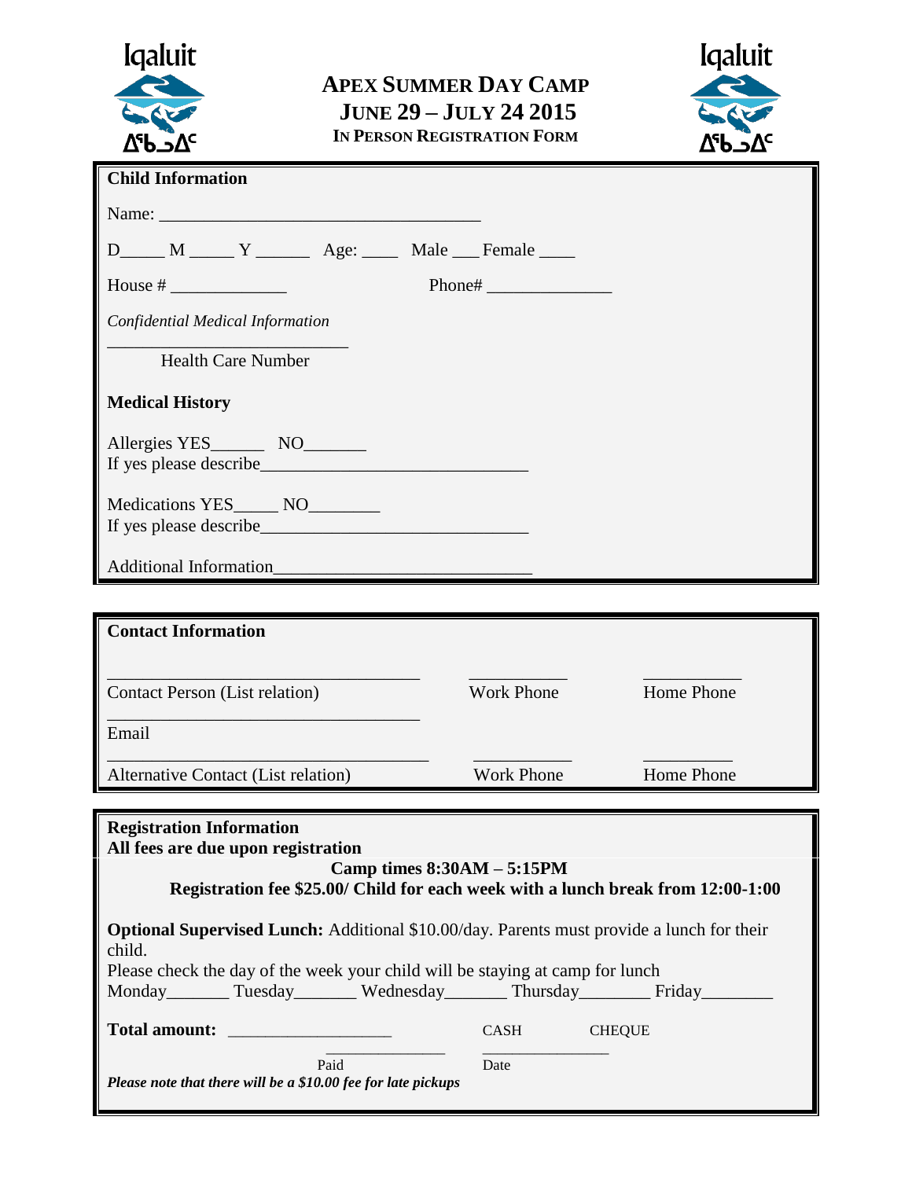Iqaluit ᐃᖃᓗᐃᑦ

# APEX SUMMER DAY CAMP
## JUNE 29 – JULY 24 2015
### IN PERSON REGISTRATION FORM

Iqaluit ᐃᖃᓗᐃᑦ

**Child Information**

Name: ___________________________________

D_____ M _____ Y ______ Age: ____ Male ___ Female ____

House # _____________ Phone# ______________

*Confidential Medical Information*

___________________________
Health Care Number

**Medical History**

Allergies YES______ NO_______
If yes please describe______________________________

Medications YES_____ NO________
If yes please describe______________________________

Additional Information_____________________________

**Contact Information**

___________________________________ ___________ ___________
Contact Person (List relation) Work Phone Home Phone

___________________________________
Email

____________________________________ ___________ __________
Alternative Contact (List relation) Work Phone Home Phone

**Registration Information**
**All fees are due upon registration**

**Camp times 8:30AM – 5:15PM**
**Registration fee $25.00/ Child for each week with a lunch break from 12:00-1:00**

**Optional Supervised Lunch:** Additional $10.00/day. Parents must provide a lunch for their child.
Please check the day of the week your child will be staying at camp for lunch
Monday_______ Tuesday_______ Wednesday_______ Thursday________ Friday________

**Total amount:** ___________________ CASH CHEQUE

______________ ________________
Paid Date

***Please note that there will be a $10.00 fee for late pickups***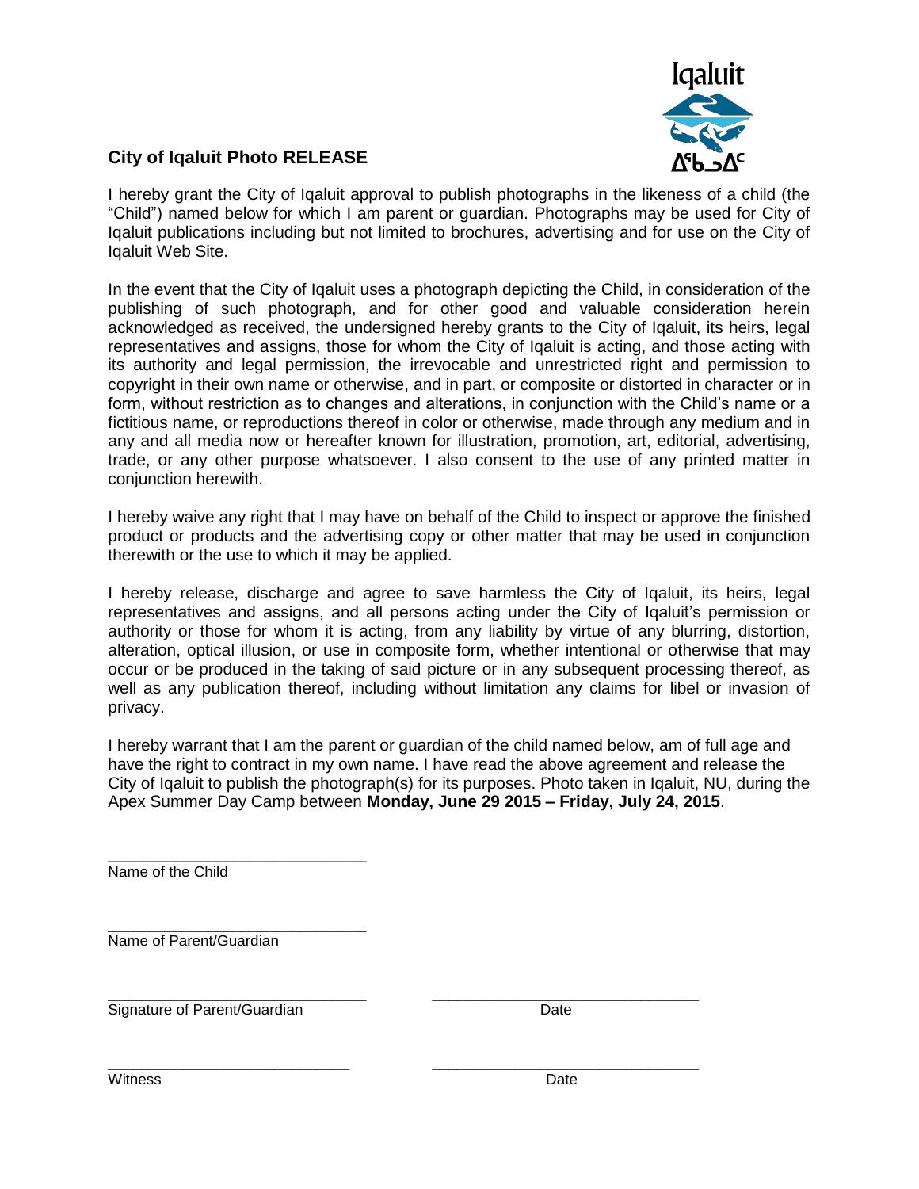Iqaluit

ᐃᖃᓗᐃᑦ

## City of Iqaluit Photo RELEASE

I hereby grant the City of Iqaluit approval to publish photographs in the likeness of a child (the "Child") named below for which I am parent or guardian. Photographs may be used for City of Iqaluit publications including but not limited to brochures, advertising and for use on the City of Iqaluit Web Site.

In the event that the City of Iqaluit uses a photograph depicting the Child, in consideration of the publishing of such photograph, and for other good and valuable consideration herein acknowledged as received, the undersigned hereby grants to the City of Iqaluit, its heirs, legal representatives and assigns, those for whom the City of Iqaluit is acting, and those acting with its authority and legal permission, the irrevocable and unrestricted right and permission to copyright in their own name or otherwise, and in part, or composite or distorted in character or in form, without restriction as to changes and alterations, in conjunction with the Child's name or a fictitious name, or reproductions thereof in color or otherwise, made through any medium and in any and all media now or hereafter known for illustration, promotion, art, editorial, advertising, trade, or any other purpose whatsoever. I also consent to the use of any printed matter in conjunction herewith.

I hereby waive any right that I may have on behalf of the Child to inspect or approve the finished product or products and the advertising copy or other matter that may be used in conjunction therewith or the use to which it may be applied.

I hereby release, discharge and agree to save harmless the City of Iqaluit, its heirs, legal representatives and assigns, and all persons acting under the City of Iqaluit's permission or authority or those for whom it is acting, from any liability by virtue of any blurring, distortion, alteration, optical illusion, or use in composite form, whether intentional or otherwise that may occur or be produced in the taking of said picture or in any subsequent processing thereof, as well as any publication thereof, including without limitation any claims for libel or invasion of privacy.

I hereby warrant that I am the parent or guardian of the child named below, am of full age and have the right to contract in my own name. I have read the above agreement and release the City of Iqaluit to publish the photograph(s) for its purposes. Photo taken in Iqaluit, NU, during the Apex Summer Day Camp between **Monday, June 29 2015 – Friday, July 24, 2015**.

______________________________
Name of the Child

______________________________
Name of Parent/Guardian

______________________________ ______________________________
Signature of Parent/Guardian Date

______________________________ ______________________________
Witness Date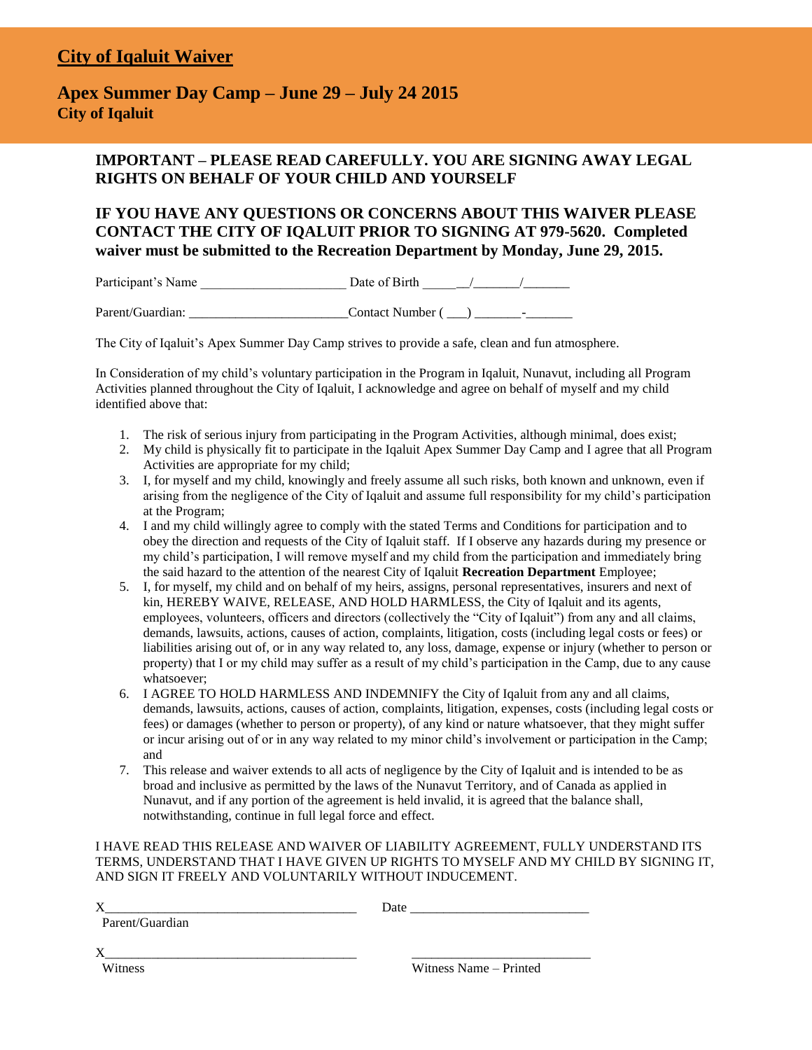# City of Iqaluit Waiver

## Apex Summer Day Camp – June 29 – July 24 2015

**City of Iqaluit**

**IMPORTANT – PLEASE READ CAREFULLY. YOU ARE SIGNING AWAY LEGAL RIGHTS ON BEHALF OF YOUR CHILD AND YOURSELF**

**IF YOU HAVE ANY QUESTIONS OR CONCERNS ABOUT THIS WAIVER PLEASE CONTACT THE CITY OF IQALUIT PRIOR TO SIGNING AT 979-5620. Completed waiver must be submitted to the Recreation Department by Monday, June 29, 2015.**

Participant's Name ______________________ Date of Birth _______/_______/_______

Parent/Guardian: ________________________Contact Number ( ___) _______-_______

The City of Iqaluit's Apex Summer Day Camp strives to provide a safe, clean and fun atmosphere.

In Consideration of my child's voluntary participation in the Program in Iqaluit, Nunavut, including all Program Activities planned throughout the City of Iqaluit, I acknowledge and agree on behalf of myself and my child identified above that:

1. The risk of serious injury from participating in the Program Activities, although minimal, does exist;
2. My child is physically fit to participate in the Iqaluit Apex Summer Day Camp and I agree that all Program Activities are appropriate for my child;
3. I, for myself and my child, knowingly and freely assume all such risks, both known and unknown, even if arising from the negligence of the City of Iqaluit and assume full responsibility for my child's participation at the Program;
4. I and my child willingly agree to comply with the stated Terms and Conditions for participation and to obey the direction and requests of the City of Iqaluit staff. If I observe any hazards during my presence or my child's participation, I will remove myself and my child from the participation and immediately bring the said hazard to the attention of the nearest City of Iqaluit **Recreation Department** Employee;
5. I, for myself, my child and on behalf of my heirs, assigns, personal representatives, insurers and next of kin, HEREBY WAIVE, RELEASE, AND HOLD HARMLESS, the City of Iqaluit and its agents, employees, volunteers, officers and directors (collectively the "City of Iqaluit") from any and all claims, demands, lawsuits, actions, causes of action, complaints, litigation, costs (including legal costs or fees) or liabilities arising out of, or in any way related to, any loss, damage, expense or injury (whether to person or property) that I or my child may suffer as a result of my child's participation in the Camp, due to any cause whatsoever;
6. I AGREE TO HOLD HARMLESS AND INDEMNIFY the City of Iqaluit from any and all claims, demands, lawsuits, actions, causes of action, complaints, litigation, expenses, costs (including legal costs or fees) or damages (whether to person or property), of any kind or nature whatsoever, that they might suffer or incur arising out of or in any way related to my minor child's involvement or participation in the Camp; and
7. This release and waiver extends to all acts of negligence by the City of Iqaluit and is intended to be as broad and inclusive as permitted by the laws of the Nunavut Territory, and of Canada as applied in Nunavut, and if any portion of the agreement is held invalid, it is agreed that the balance shall, notwithstanding, continue in full legal force and effect.

I HAVE READ THIS RELEASE AND WAIVER OF LIABILITY AGREEMENT, FULLY UNDERSTAND ITS TERMS, UNDERSTAND THAT I HAVE GIVEN UP RIGHTS TO MYSELF AND MY CHILD BY SIGNING IT, AND SIGN IT FREELY AND VOLUNTARILY WITHOUT INDUCEMENT.

X______________________________________ Date ___________________________
Parent/Guardian

X______________________________________ ___________________________
Witness Witness Name – Printed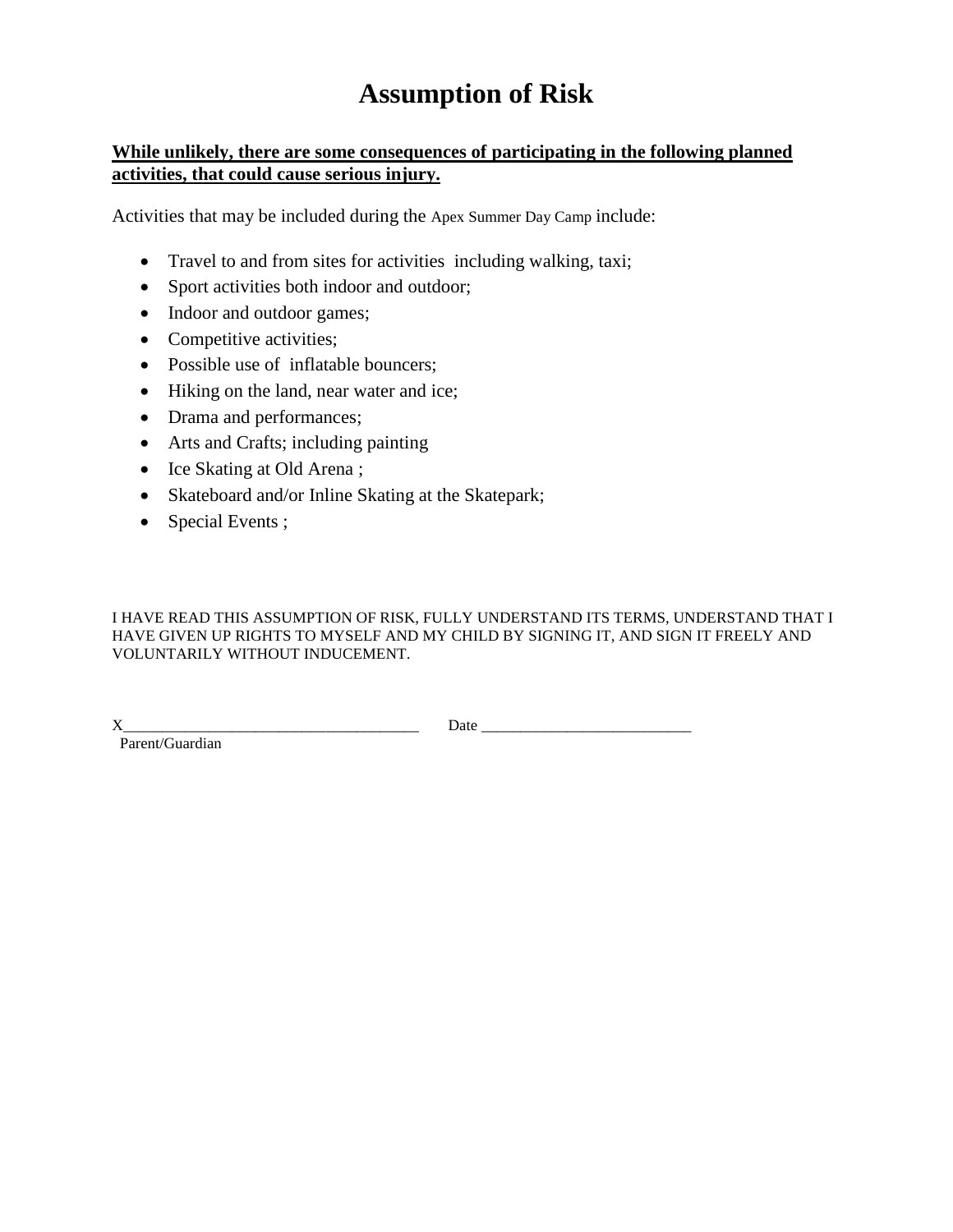# Assumption of Risk

**While unlikely, there are some consequences of participating in the following planned activities, that could cause serious injury.**

Activities that may be included during the Apex Summer Day Camp include:

- Travel to and from sites for activities including walking, taxi;
- Sport activities both indoor and outdoor;
- Indoor and outdoor games;
- Competitive activities;
- Possible use of inflatable bouncers;
- Hiking on the land, near water and ice;
- Drama and performances;
- Arts and Crafts; including painting
- Ice Skating at Old Arena ;
- Skateboard and/or Inline Skating at the Skatepark;
- Special Events ;

I HAVE READ THIS ASSUMPTION OF RISK, FULLY UNDERSTAND ITS TERMS, UNDERSTAND THAT I HAVE GIVEN UP RIGHTS TO MYSELF AND MY CHILD BY SIGNING IT, AND SIGN IT FREELY AND VOLUNTARILY WITHOUT INDUCEMENT.

X_____________________________________ Date ___________________________

Parent/Guardian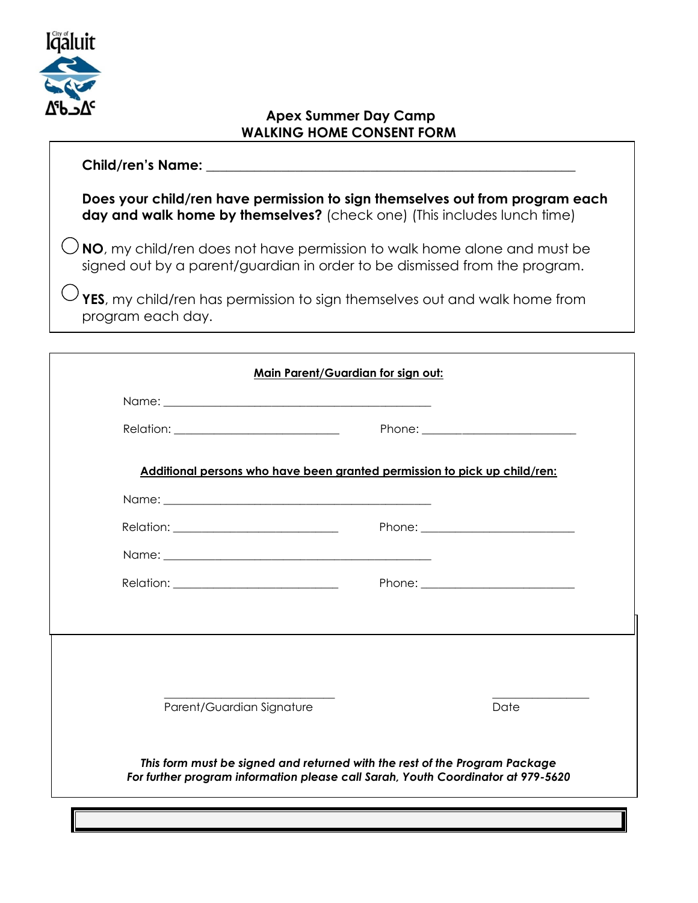City of Iqaluit ᐃᖃᓗᐃᑦ

## Apex Summer Day Camp
## WALKING HOME CONSENT FORM

**Child/ren's Name:** ____________________________________________________

**Does your child/ren have permission to sign themselves out from program each day and walk home by themselves?** (check one) (This includes lunch time)

◯ **NO**, my child/ren does not have permission to walk home alone and must be signed out by a parent/guardian in order to be dismissed from the program.

◯ **YES**, my child/ren has permission to sign themselves out and walk home from program each day.

**Main Parent/Guardian for sign out:**

Name: ____________________________________________

Relation: ___________________________ Phone: _________________________

**Additional persons who have been granted permission to pick up child/ren:**

Name: ____________________________________________

Relation: ___________________________ Phone: _________________________

Name: ____________________________________________

Relation: ___________________________ Phone: _________________________

___________________________ _______________

Parent/Guardian Signature Date

***This form must be signed and returned with the rest of the Program Package***
***For further program information please call Sarah, Youth Coordinator at 979-5620***